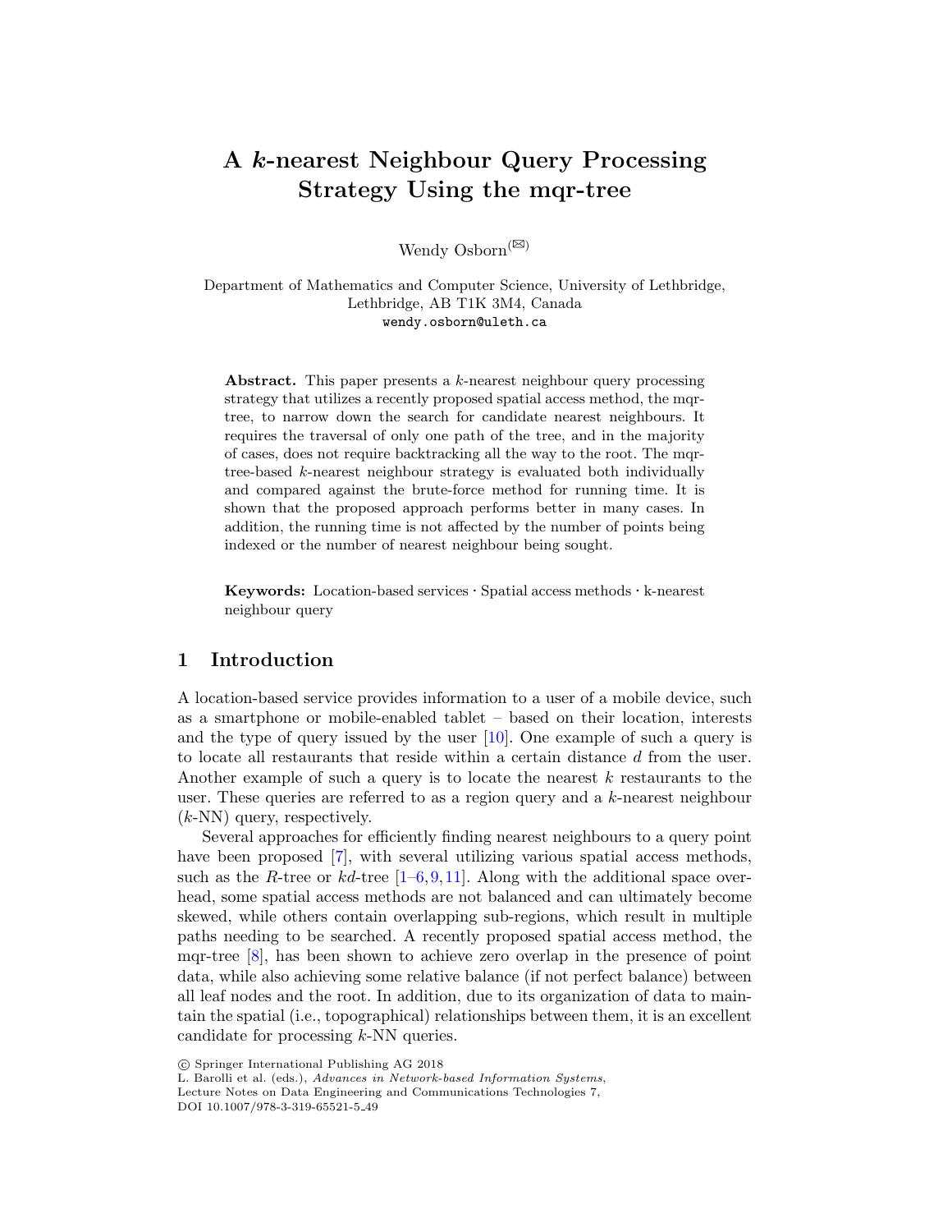# A $k$-nearest Neighbour Query Processing Strategy Using the mqr-tree

Wendy Osborn[✉]

Department of Mathematics and Computer Science, University of Lethbridge, Lethbridge, AB T1K 3M4, Canada
wendy.osborn@uleth.ca

**Abstract.** This paper presents a $k$-nearest neighbour query processing strategy that utilizes a recently proposed spatial access method, the mqr-tree, to narrow down the search for candidate nearest neighbours. It requires the traversal of only one path of the tree, and in the majority of cases, does not require backtracking all the way to the root. The mqr-tree-based $k$-nearest neighbour strategy is evaluated both individually and compared against the brute-force method for running time. It is shown that the proposed approach performs better in many cases. In addition, the running time is not affected by the number of points being indexed or the number of nearest neighbour being sought.

**Keywords:** Location-based services · Spatial access methods · k-nearest neighbour query

## 1 Introduction

A location-based service provides information to a user of a mobile device, such as a smartphone or mobile-enabled tablet – based on their location, interests and the type of query issued by the user [10]. One example of such a query is to locate all restaurants that reside within a certain distance $d$ from the user. Another example of such a query is to locate the nearest $k$ restaurants to the user. These queries are referred to as a region query and a $k$-nearest neighbour ($k$-NN) query, respectively.

Several approaches for efficiently finding nearest neighbours to a query point have been proposed [7], with several utilizing various spatial access methods, such as the $R$-tree or $kd$-tree [1–6,9,11]. Along with the additional space overhead, some spatial access methods are not balanced and can ultimately become skewed, while others contain overlapping sub-regions, which result in multiple paths needing to be searched. A recently proposed spatial access method, the mqr-tree [8], has been shown to achieve zero overlap in the presence of point data, while also achieving some relative balance (if not perfect balance) between all leaf nodes and the root. In addition, due to its organization of data to maintain the spatial (i.e., topographical) relationships between them, it is an excellent candidate for processing $k$-NN queries.

© Springer International Publishing AG 2018
L. Barolli et al. (eds.), *Advances in Network-based Information Systems*, Lecture Notes on Data Engineering and Communications Technologies 7, DOI 10.1007/978-3-319-65521-5_49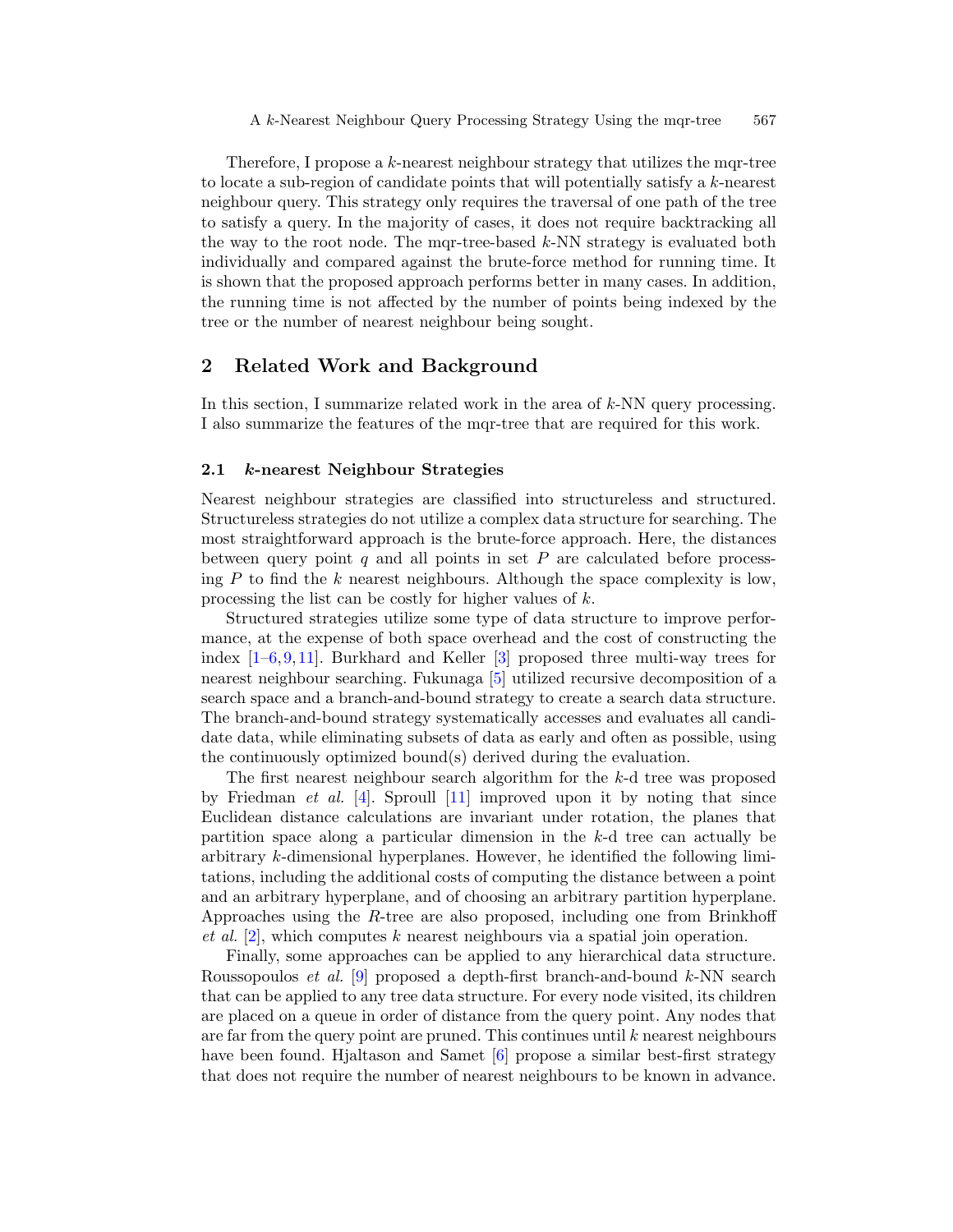Therefore, I propose a $k$-nearest neighbour strategy that utilizes the mqr-tree to locate a sub-region of candidate points that will potentially satisfy a $k$-nearest neighbour query. This strategy only requires the traversal of one path of the tree to satisfy a query. In the majority of cases, it does not require backtracking all the way to the root node. The mqr-tree-based $k$-NN strategy is evaluated both individually and compared against the brute-force method for running time. It is shown that the proposed approach performs better in many cases. In addition, the running time is not affected by the number of points being indexed by the tree or the number of nearest neighbour being sought.

## 2 Related Work and Background

In this section, I summarize related work in the area of $k$-NN query processing. I also summarize the features of the mqr-tree that are required for this work.

### 2.1 $k$-nearest Neighbour Strategies

Nearest neighbour strategies are classified into structureless and structured. Structureless strategies do not utilize a complex data structure for searching. The most straightforward approach is the brute-force approach. Here, the distances between query point $q$ and all points in set $P$ are calculated before processing $P$ to find the $k$ nearest neighbours. Although the space complexity is low, processing the list can be costly for higher values of $k$.

Structured strategies utilize some type of data structure to improve performance, at the expense of both space overhead and the cost of constructing the index [1–6,9,11]. Burkhard and Keller [3] proposed three multi-way trees for nearest neighbour searching. Fukunaga [5] utilized recursive decomposition of a search space and a branch-and-bound strategy to create a search data structure. The branch-and-bound strategy systematically accesses and evaluates all candidate data, while eliminating subsets of data as early and often as possible, using the continuously optimized bound(s) derived during the evaluation.

The first nearest neighbour search algorithm for the $k$-d tree was proposed by Friedman *et al.* [4]. Sproull [11] improved upon it by noting that since Euclidean distance calculations are invariant under rotation, the planes that partition space along a particular dimension in the $k$-d tree can actually be arbitrary $k$-dimensional hyperplanes. However, he identified the following limitations, including the additional costs of computing the distance between a point and an arbitrary hyperplane, and of choosing an arbitrary partition hyperplane. Approaches using the $R$-tree are also proposed, including one from Brinkhoff *et al.* [2], which computes $k$ nearest neighbours via a spatial join operation.

Finally, some approaches can be applied to any hierarchical data structure. Roussopoulos *et al.* [9] proposed a depth-first branch-and-bound $k$-NN search that can be applied to any tree data structure. For every node visited, its children are placed on a queue in order of distance from the query point. Any nodes that are far from the query point are pruned. This continues until $k$ nearest neighbours have been found. Hjaltason and Samet [6] propose a similar best-first strategy that does not require the number of nearest neighbours to be known in advance.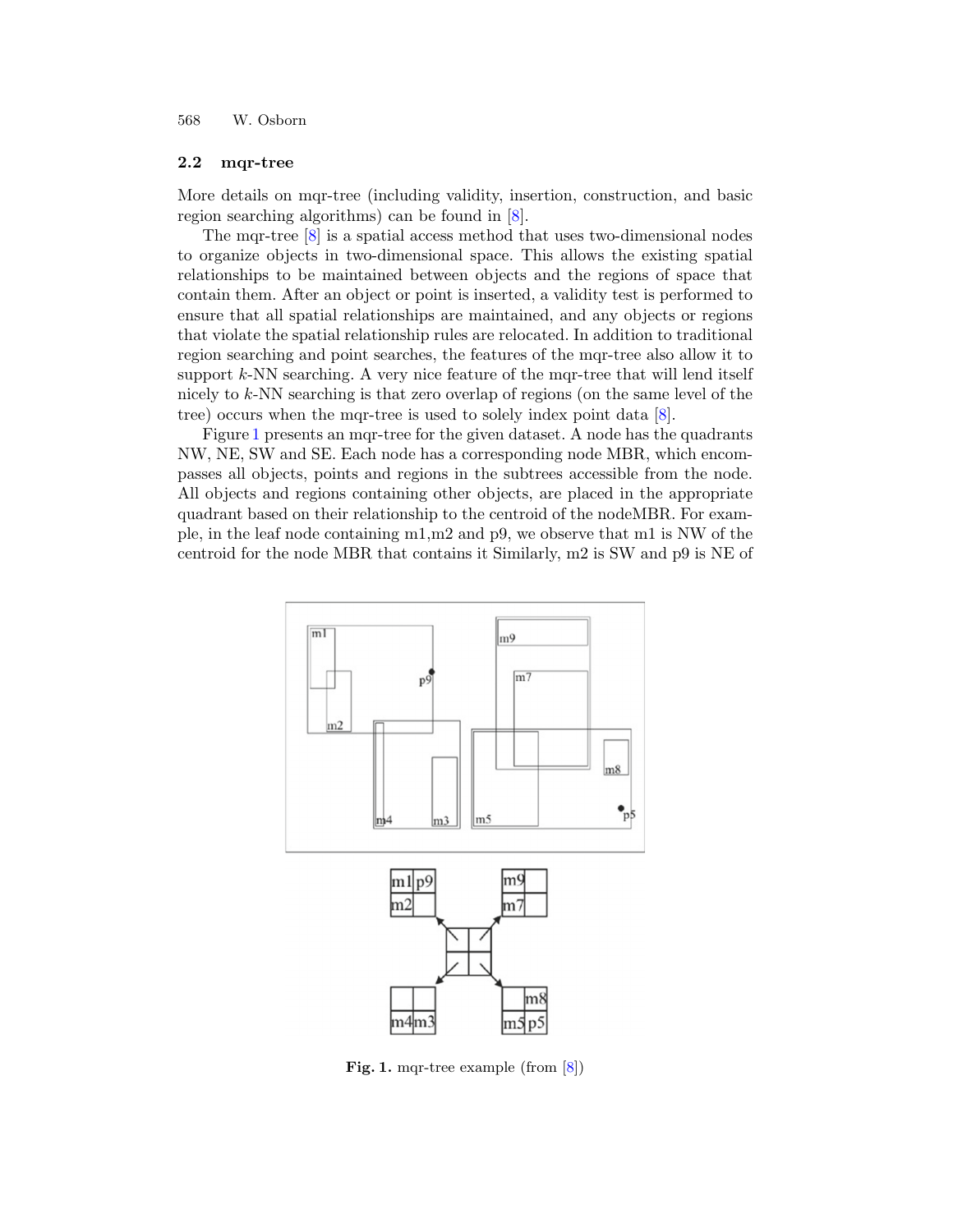## 2.2 mqr-tree

More details on mqr-tree (including validity, insertion, construction, and basic region searching algorithms) can be found in [8].

The mqr-tree [8] is a spatial access method that uses two-dimensional nodes to organize objects in two-dimensional space. This allows the existing spatial relationships to be maintained between objects and the regions of space that contain them. After an object or point is inserted, a validity test is performed to ensure that all spatial relationships are maintained, and any objects or regions that violate the spatial relationship rules are relocated. In addition to traditional region searching and point searches, the features of the mqr-tree also allow it to support $k$-NN searching. A very nice feature of the mqr-tree that will lend itself nicely to $k$-NN searching is that zero overlap of regions (on the same level of the tree) occurs when the mqr-tree is used to solely index point data [8].

Figure 1 presents an mqr-tree for the given dataset. A node has the quadrants NW, NE, SW and SE. Each node has a corresponding node MBR, which encompasses all objects, points and regions in the subtrees accessible from the node. All objects and regions containing other objects, are placed in the appropriate quadrant based on their relationship to the centroid of the nodeMBR. For example, in the leaf node containing m1,m2 and p9, we observe that m1 is NW of the centroid for the node MBR that contains it Similarly, m2 is SW and p9 is NE of

**Fig. 1.** mqr-tree example (from [8])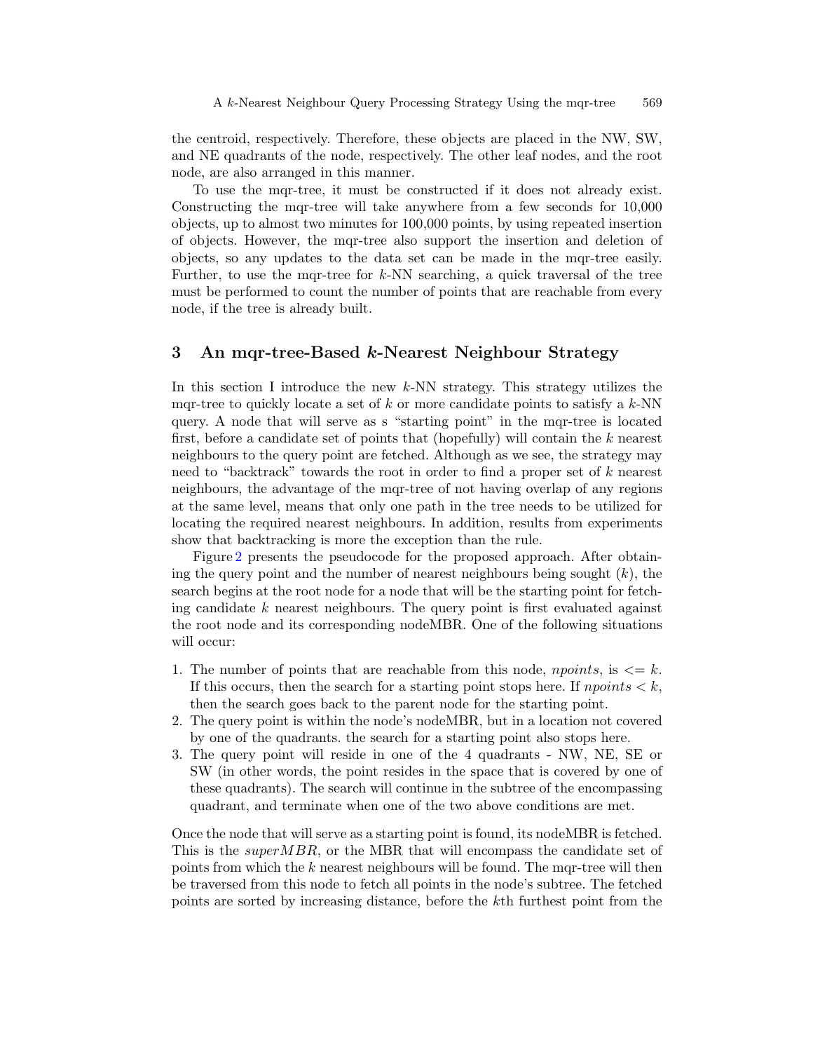the centroid, respectively. Therefore, these objects are placed in the NW, SW, and NE quadrants of the node, respectively. The other leaf nodes, and the root node, are also arranged in this manner.

To use the mqr-tree, it must be constructed if it does not already exist. Constructing the mqr-tree will take anywhere from a few seconds for 10,000 objects, up to almost two minutes for 100,000 points, by using repeated insertion of objects. However, the mqr-tree also support the insertion and deletion of objects, so any updates to the data set can be made in the mqr-tree easily. Further, to use the mqr-tree for $k$-NN searching, a quick traversal of the tree must be performed to count the number of points that are reachable from every node, if the tree is already built.

## 3 An mqr-tree-Based $k$-Nearest Neighbour Strategy

In this section I introduce the new $k$-NN strategy. This strategy utilizes the mqr-tree to quickly locate a set of $k$ or more candidate points to satisfy a $k$-NN query. A node that will serve as s "starting point" in the mqr-tree is located first, before a candidate set of points that (hopefully) will contain the $k$ nearest neighbours to the query point are fetched. Although as we see, the strategy may need to "backtrack" towards the root in order to find a proper set of $k$ nearest neighbours, the advantage of the mqr-tree of not having overlap of any regions at the same level, means that only one path in the tree needs to be utilized for locating the required nearest neighbours. In addition, results from experiments show that backtracking is more the exception than the rule.

Figure 2 presents the pseudocode for the proposed approach. After obtaining the query point and the number of nearest neighbours being sought ($k$), the search begins at the root node for a node that will be the starting point for fetching candidate $k$ nearest neighbours. The query point is first evaluated against the root node and its corresponding nodeMBR. One of the following situations will occur:

1. The number of points that are reachable from this node, $npoints$, is $<= k$. If this occurs, then the search for a starting point stops here. If $npoints < k$, then the search goes back to the parent node for the starting point.
2. The query point is within the node's nodeMBR, but in a location not covered by one of the quadrants. the search for a starting point also stops here.
3. The query point will reside in one of the 4 quadrants - NW, NE, SE or SW (in other words, the point resides in the space that is covered by one of these quadrants). The search will continue in the subtree of the encompassing quadrant, and terminate when one of the two above conditions are met.

Once the node that will serve as a starting point is found, its nodeMBR is fetched. This is the $superMBR$, or the MBR that will encompass the candidate set of points from which the $k$ nearest neighbours will be found. The mqr-tree will then be traversed from this node to fetch all points in the node's subtree. The fetched points are sorted by increasing distance, before the $k$th furthest point from the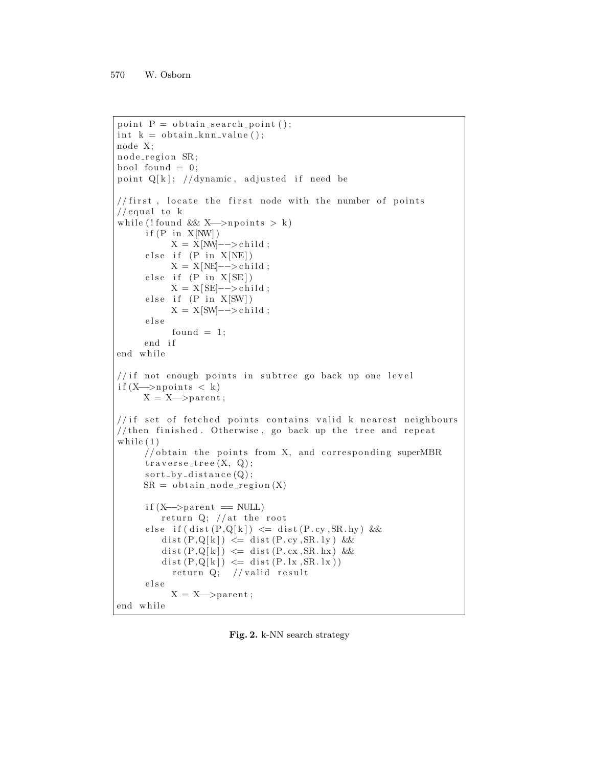```
point P = obtain_search_point();
int k = obtain_knn_value();
node X;
node_region SR;
bool found = 0;
point Q[k]; //dynamic, adjusted if need be

//first, locate the first node with the number of points
//equal to k
while(!found && X->npoints > k)
      if(P in X[NW])
           X = X[NW]-->child;
      else if (P in X[NE])
           X = X[NE]-->child;
      else if (P in X[SE])
           X = X[SE]-->child;
      else if (P in X[SW])
           X = X[SW]-->child;
      else
           found = 1;
      end if
end while

//if not enough points in subtree go back up one level
if(X->npoints < k)
     X = X->parent;

//if set of fetched points contains valid k nearest neighbours
//then finished. Otherwise, go back up the tree and repeat
while(1)
      //obtain the points from X, and corresponding superMBR
      traverse_tree(X, Q);
      sort_by_distance(Q);
      SR = obtain_node_region(X)

      if(X->parent == NULL)
         return Q; //at the root
      else if(dist(P,Q[k]) <= dist(P.cy,SR.hy) &&
         dist(P,Q[k]) <= dist(P.cy,SR.ly) &&
         dist(P,Q[k]) <= dist(P.cx,SR.hx) &&
         dist(P,Q[k]) <= dist(P.lx,SR.lx))
           return Q;  //valid result
      else
           X = X->parent;
end while
```

**Fig. 2.** k-NN search strategy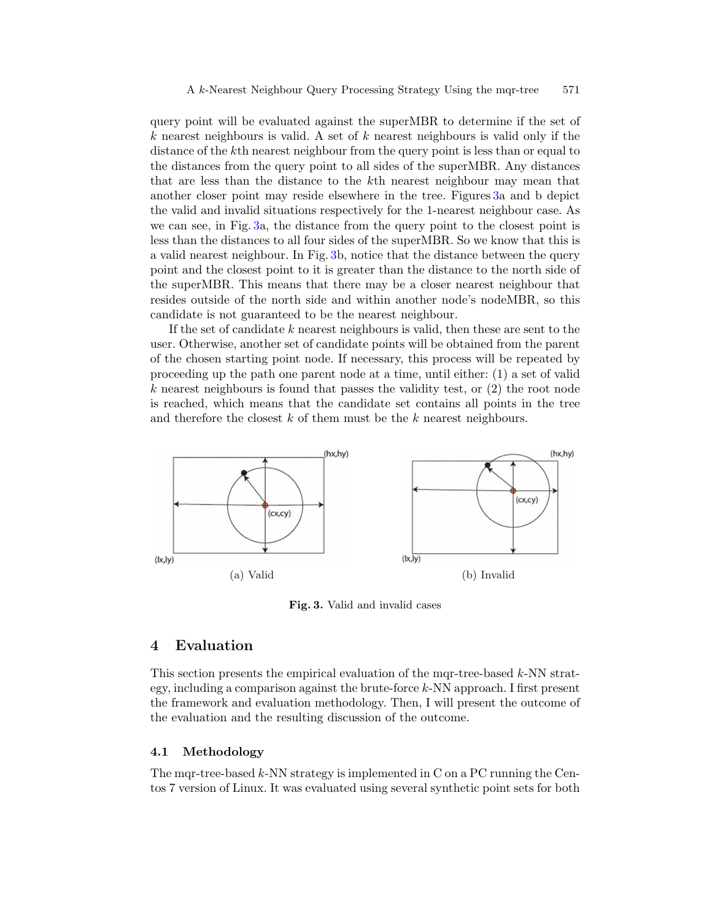query point will be evaluated against the superMBR to determine if the set of $k$ nearest neighbours is valid. A set of $k$ nearest neighbours is valid only if the distance of the $k$th nearest neighbour from the query point is less than or equal to the distances from the query point to all sides of the superMBR. Any distances that are less than the distance to the $k$th nearest neighbour may mean that another closer point may reside elsewhere in the tree. Figures 3a and b depict the valid and invalid situations respectively for the 1-nearest neighbour case. As we can see, in Fig. 3a, the distance from the query point to the closest point is less than the distances to all four sides of the superMBR. So we know that this is a valid nearest neighbour. In Fig. 3b, notice that the distance between the query point and the closest point to it is greater than the distance to the north side of the superMBR. This means that there may be a closer nearest neighbour that resides outside of the north side and within another node's nodeMBR, so this candidate is not guaranteed to be the nearest neighbour.

If the set of candidate $k$ nearest neighbours is valid, then these are sent to the user. Otherwise, another set of candidate points will be obtained from the parent of the chosen starting point node. If necessary, this process will be repeated by proceeding up the path one parent node at a time, until either: (1) a set of valid $k$ nearest neighbours is found that passes the validity test, or (2) the root node is reached, which means that the candidate set contains all points in the tree and therefore the closest $k$ of them must be the $k$ nearest neighbours.

(a) Valid

(b) Invalid

**Fig. 3.** Valid and invalid cases

## 4 Evaluation

This section presents the empirical evaluation of the mqr-tree-based $k$-NN strategy, including a comparison against the brute-force $k$-NN approach. I first present the framework and evaluation methodology. Then, I will present the outcome of the evaluation and the resulting discussion of the outcome.

### 4.1 Methodology

The mqr-tree-based $k$-NN strategy is implemented in C on a PC running the Centos 7 version of Linux. It was evaluated using several synthetic point sets for both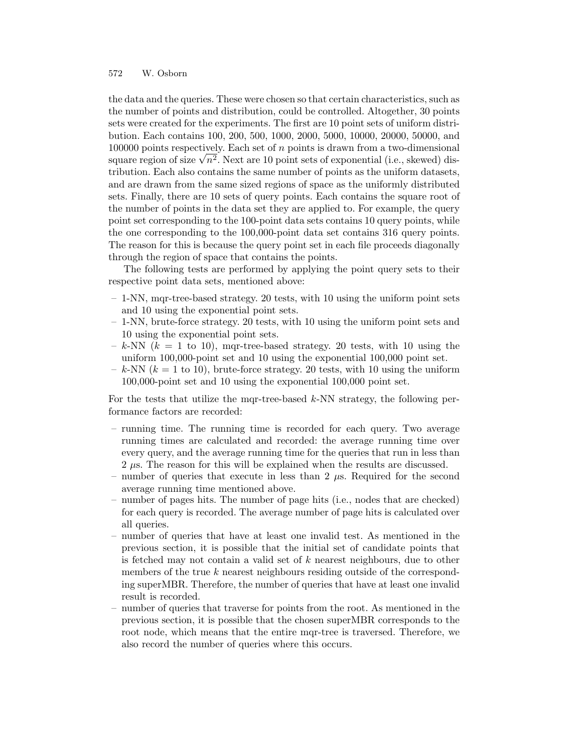the data and the queries. These were chosen so that certain characteristics, such as the number of points and distribution, could be controlled. Altogether, 30 points sets were created for the experiments. The first are 10 point sets of uniform distribution. Each contains 100, 200, 500, 1000, 2000, 5000, 10000, 20000, 50000, and 100000 points respectively. Each set of $n$ points is drawn from a two-dimensional square region of size $\sqrt{n^2}$. Next are 10 point sets of exponential (i.e., skewed) distribution. Each also contains the same number of points as the uniform datasets, and are drawn from the same sized regions of space as the uniformly distributed sets. Finally, there are 10 sets of query points. Each contains the square root of the number of points in the data set they are applied to. For example, the query point set corresponding to the 100-point data sets contains 10 query points, while the one corresponding to the 100,000-point data set contains 316 query points. The reason for this is because the query point set in each file proceeds diagonally through the region of space that contains the points.

The following tests are performed by applying the point query sets to their respective point data sets, mentioned above:

- 1-NN, mqr-tree-based strategy. 20 tests, with 10 using the uniform point sets and 10 using the exponential point sets.
- 1-NN, brute-force strategy. 20 tests, with 10 using the uniform point sets and 10 using the exponential point sets.
- $k$-NN ($k$ = 1 to 10), mqr-tree-based strategy. 20 tests, with 10 using the uniform 100,000-point set and 10 using the exponential 100,000 point set.
- $k$-NN ($k$ = 1 to 10), brute-force strategy. 20 tests, with 10 using the uniform 100,000-point set and 10 using the exponential 100,000 point set.

For the tests that utilize the mqr-tree-based $k$-NN strategy, the following performance factors are recorded:

- running time. The running time is recorded for each query. Two average running times are calculated and recorded: the average running time over every query, and the average running time for the queries that run in less than 2 $\mu$s. The reason for this will be explained when the results are discussed.
- number of queries that execute in less than 2 $\mu$s. Required for the second average running time mentioned above.
- number of pages hits. The number of page hits (i.e., nodes that are checked) for each query is recorded. The average number of page hits is calculated over all queries.
- number of queries that have at least one invalid test. As mentioned in the previous section, it is possible that the initial set of candidate points that is fetched may not contain a valid set of $k$ nearest neighbours, due to other members of the true $k$ nearest neighbours residing outside of the corresponding superMBR. Therefore, the number of queries that have at least one invalid result is recorded.
- number of queries that traverse for points from the root. As mentioned in the previous section, it is possible that the chosen superMBR corresponds to the root node, which means that the entire mqr-tree is traversed. Therefore, we also record the number of queries where this occurs.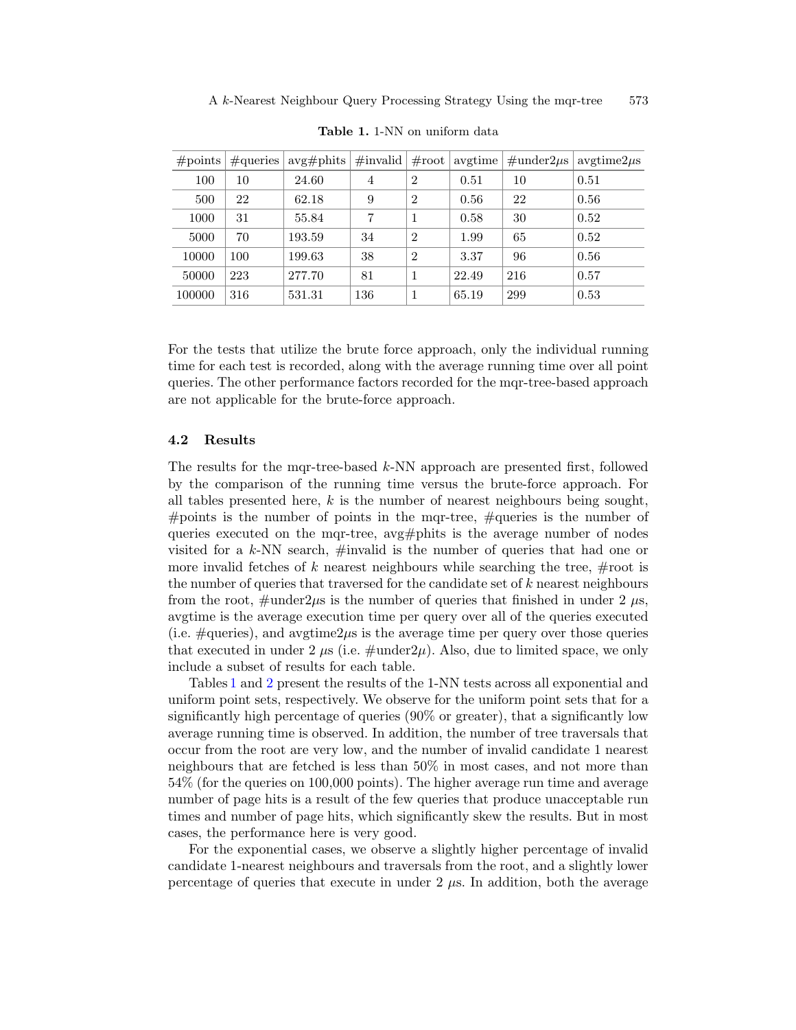**Table 1.** 1-NN on uniform data

| #points | #queries | avg#phits | #invalid | #root | avgtime | #under2$\mu$s | avgtime2$\mu$s |
|---|---|---|---|---|---|---|---|
| 100 | 10 | 24.60 | 4 | 2 | 0.51 | 10 | 0.51 |
| 500 | 22 | 62.18 | 9 | 2 | 0.56 | 22 | 0.56 |
| 1000 | 31 | 55.84 | 7 | 1 | 0.58 | 30 | 0.52 |
| 5000 | 70 | 193.59 | 34 | 2 | 1.99 | 65 | 0.52 |
| 10000 | 100 | 199.63 | 38 | 2 | 3.37 | 96 | 0.56 |
| 50000 | 223 | 277.70 | 81 | 1 | 22.49 | 216 | 0.57 |
| 100000 | 316 | 531.31 | 136 | 1 | 65.19 | 299 | 0.53 |

For the tests that utilize the brute force approach, only the individual running time for each test is recorded, along with the average running time over all point queries. The other performance factors recorded for the mqr-tree-based approach are not applicable for the brute-force approach.

### 4.2 Results

The results for the mqr-tree-based $k$-NN approach are presented first, followed by the comparison of the running time versus the brute-force approach. For all tables presented here, $k$ is the number of nearest neighbours being sought, #points is the number of points in the mqr-tree, #queries is the number of queries executed on the mqr-tree, avg#phits is the average number of nodes visited for a $k$-NN search, #invalid is the number of queries that had one or more invalid fetches of $k$ nearest neighbours while searching the tree, #root is the number of queries that traversed for the candidate set of $k$ nearest neighbours from the root, #under2$\mu$s is the number of queries that finished in under 2 $\mu$s, avgtime is the average execution time per query over all of the queries executed (i.e. #queries), and avgtime2$\mu$s is the average time per query over those queries that executed in under 2 $\mu$s (i.e. #under2$\mu$). Also, due to limited space, we only include a subset of results for each table.

Tables 1 and 2 present the results of the 1-NN tests across all exponential and uniform point sets, respectively. We observe for the uniform point sets that for a significantly high percentage of queries (90% or greater), that a significantly low average running time is observed. In addition, the number of tree traversals that occur from the root are very low, and the number of invalid candidate 1 nearest neighbours that are fetched is less than 50% in most cases, and not more than 54% (for the queries on 100,000 points). The higher average run time and average number of page hits is a result of the few queries that produce unacceptable run times and number of page hits, which significantly skew the results. But in most cases, the performance here is very good.

For the exponential cases, we observe a slightly higher percentage of invalid candidate 1-nearest neighbours and traversals from the root, and a slightly lower percentage of queries that execute in under 2 $\mu$s. In addition, both the average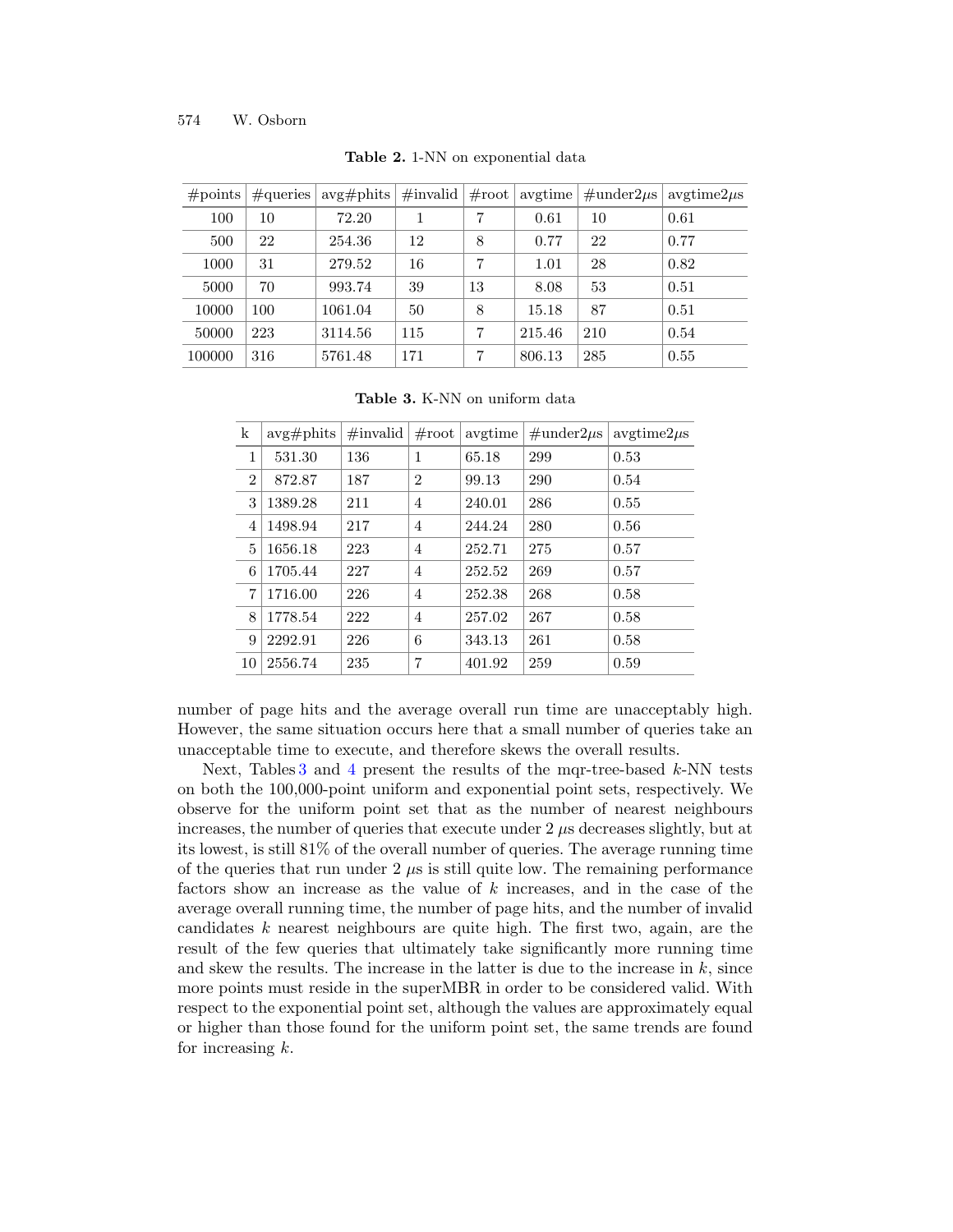**Table 2.** 1-NN on exponential data

| #points | #queries | avg#phits | #invalid | #root | avgtime | #under2$\mu$s | avgtime2$\mu$s |
|---|---|---|---|---|---|---|---|
| 100 | 10 | 72.20 | 1 | 7 | 0.61 | 10 | 0.61 |
| 500 | 22 | 254.36 | 12 | 8 | 0.77 | 22 | 0.77 |
| 1000 | 31 | 279.52 | 16 | 7 | 1.01 | 28 | 0.82 |
| 5000 | 70 | 993.74 | 39 | 13 | 8.08 | 53 | 0.51 |
| 10000 | 100 | 1061.04 | 50 | 8 | 15.18 | 87 | 0.51 |
| 50000 | 223 | 3114.56 | 115 | 7 | 215.46 | 210 | 0.54 |
| 100000 | 316 | 5761.48 | 171 | 7 | 806.13 | 285 | 0.55 |

**Table 3.** K-NN on uniform data

| k | avg#phits | #invalid | #root | avgtime | #under2$\mu$s | avgtime2$\mu$s |
|---|---|---|---|---|---|---|
| 1 | 531.30 | 136 | 1 | 65.18 | 299 | 0.53 |
| 2 | 872.87 | 187 | 2 | 99.13 | 290 | 0.54 |
| 3 | 1389.28 | 211 | 4 | 240.01 | 286 | 0.55 |
| 4 | 1498.94 | 217 | 4 | 244.24 | 280 | 0.56 |
| 5 | 1656.18 | 223 | 4 | 252.71 | 275 | 0.57 |
| 6 | 1705.44 | 227 | 4 | 252.52 | 269 | 0.57 |
| 7 | 1716.00 | 226 | 4 | 252.38 | 268 | 0.58 |
| 8 | 1778.54 | 222 | 4 | 257.02 | 267 | 0.58 |
| 9 | 2292.91 | 226 | 6 | 343.13 | 261 | 0.58 |
| 10 | 2556.74 | 235 | 7 | 401.92 | 259 | 0.59 |

number of page hits and the average overall run time are unacceptably high. However, the same situation occurs here that a small number of queries take an unacceptable time to execute, and therefore skews the overall results.

Next, Tables 3 and 4 present the results of the mqr-tree-based $k$-NN tests on both the 100,000-point uniform and exponential point sets, respectively. We observe for the uniform point set that as the number of nearest neighbours increases, the number of queries that execute under 2 $\mu$s decreases slightly, but at its lowest, is still 81% of the overall number of queries. The average running time of the queries that run under 2 $\mu$s is still quite low. The remaining performance factors show an increase as the value of $k$ increases, and in the case of the average overall running time, the number of page hits, and the number of invalid candidates $k$ nearest neighbours are quite high. The first two, again, are the result of the few queries that ultimately take significantly more running time and skew the results. The increase in the latter is due to the increase in $k$, since more points must reside in the superMBR in order to be considered valid. With respect to the exponential point set, although the values are approximately equal or higher than those found for the uniform point set, the same trends are found for increasing $k$.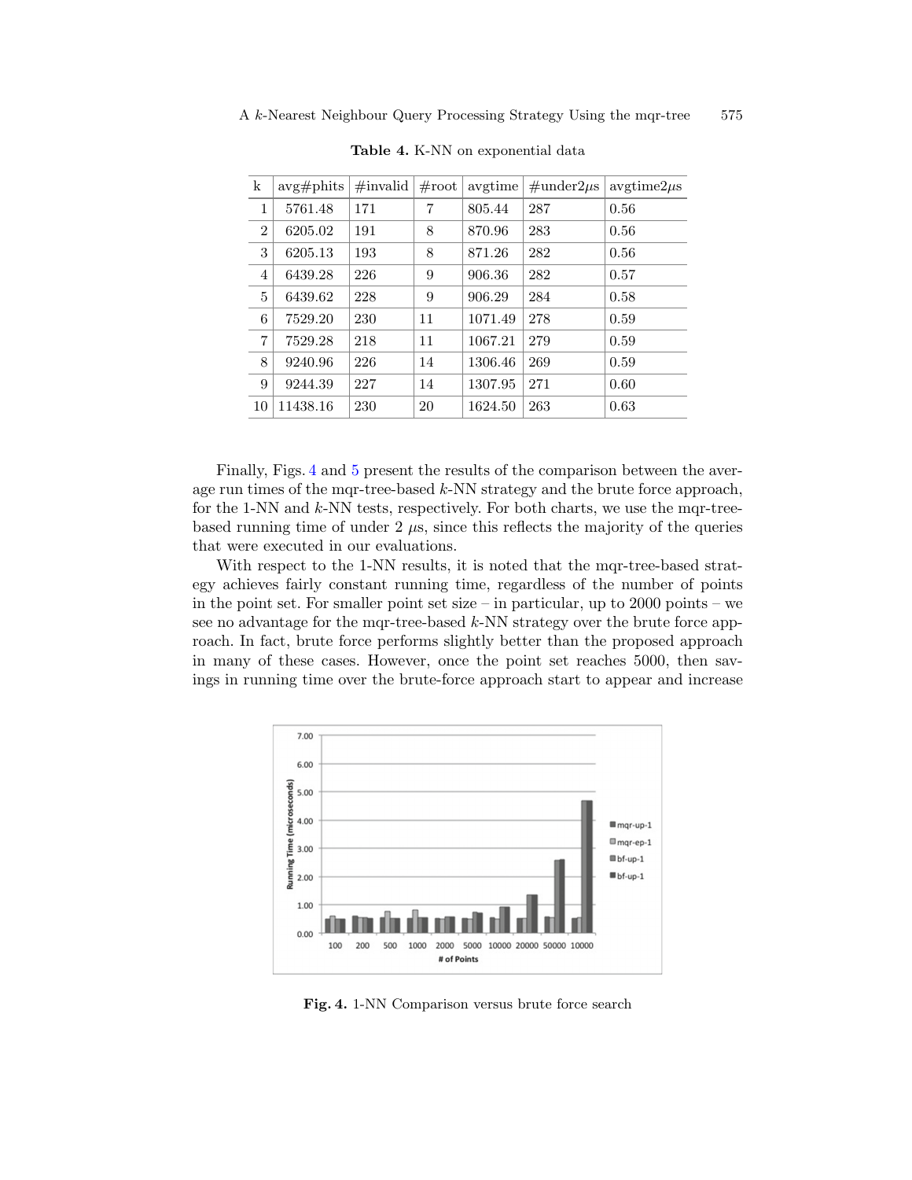**Table 4.** K-NN on exponential data

| k | avg#phits | #invalid | #root | avgtime | #under2$\mu$s | avgtime2$\mu$s |
|---|---|---|---|---|---|---|
| 1 | 5761.48 | 171 | 7 | 805.44 | 287 | 0.56 |
| 2 | 6205.02 | 191 | 8 | 870.96 | 283 | 0.56 |
| 3 | 6205.13 | 193 | 8 | 871.26 | 282 | 0.56 |
| 4 | 6439.28 | 226 | 9 | 906.36 | 282 | 0.57 |
| 5 | 6439.62 | 228 | 9 | 906.29 | 284 | 0.58 |
| 6 | 7529.20 | 230 | 11 | 1071.49 | 278 | 0.59 |
| 7 | 7529.28 | 218 | 11 | 1067.21 | 279 | 0.59 |
| 8 | 9240.96 | 226 | 14 | 1306.46 | 269 | 0.59 |
| 9 | 9244.39 | 227 | 14 | 1307.95 | 271 | 0.60 |
| 10 | 11438.16 | 230 | 20 | 1624.50 | 263 | 0.63 |

Finally, Figs. 4 and 5 present the results of the comparison between the average run times of the mqr-tree-based $k$-NN strategy and the brute force approach, for the 1-NN and $k$-NN tests, respectively. For both charts, we use the mqr-tree-based running time of under 2 $\mu$s, since this reflects the majority of the queries that were executed in our evaluations.

With respect to the 1-NN results, it is noted that the mqr-tree-based strategy achieves fairly constant running time, regardless of the number of points in the point set. For smaller point set size – in particular, up to 2000 points – we see no advantage for the mqr-tree-based $k$-NN strategy over the brute force approach. In fact, brute force performs slightly better than the proposed approach in many of these cases. However, once the point set reaches 5000, then savings in running time over the brute-force approach start to appear and increase

**Fig. 4.** 1-NN Comparison versus brute force search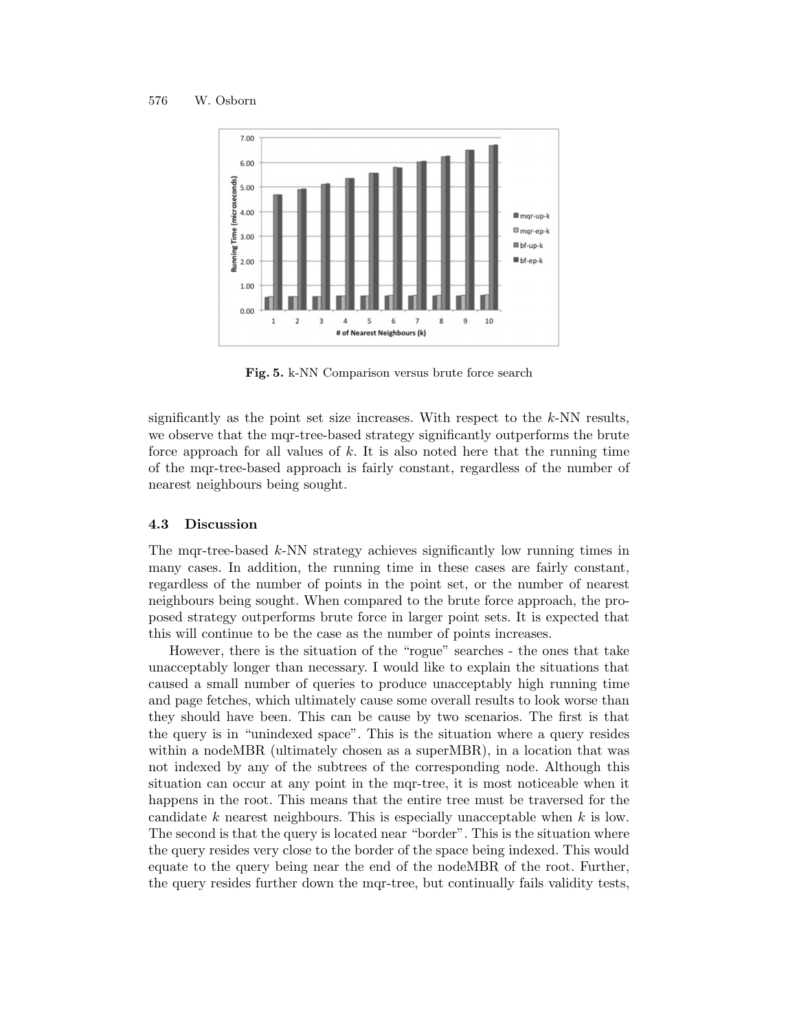Fig. 5. k-NN Comparison versus brute force search

significantly as the point set size increases. With respect to the $k$-NN results, we observe that the mqr-tree-based strategy significantly outperforms the brute force approach for all values of $k$. It is also noted here that the running time of the mqr-tree-based approach is fairly constant, regardless of the number of nearest neighbours being sought.

### 4.3 Discussion

The mqr-tree-based $k$-NN strategy achieves significantly low running times in many cases. In addition, the running time in these cases are fairly constant, regardless of the number of points in the point set, or the number of nearest neighbours being sought. When compared to the brute force approach, the proposed strategy outperforms brute force in larger point sets. It is expected that this will continue to be the case as the number of points increases.

However, there is the situation of the "rogue" searches - the ones that take unacceptably longer than necessary. I would like to explain the situations that caused a small number of queries to produce unacceptably high running time and page fetches, which ultimately cause some overall results to look worse than they should have been. This can be cause by two scenarios. The first is that the query is in "unindexed space". This is the situation where a query resides within a nodeMBR (ultimately chosen as a superMBR), in a location that was not indexed by any of the subtrees of the corresponding node. Although this situation can occur at any point in the mqr-tree, it is most noticeable when it happens in the root. This means that the entire tree must be traversed for the candidate $k$ nearest neighbours. This is especially unacceptable when $k$ is low. The second is that the query is located near "border". This is the situation where the query resides very close to the border of the space being indexed. This would equate to the query being near the end of the nodeMBR of the root. Further, the query resides further down the mqr-tree, but continually fails validity tests,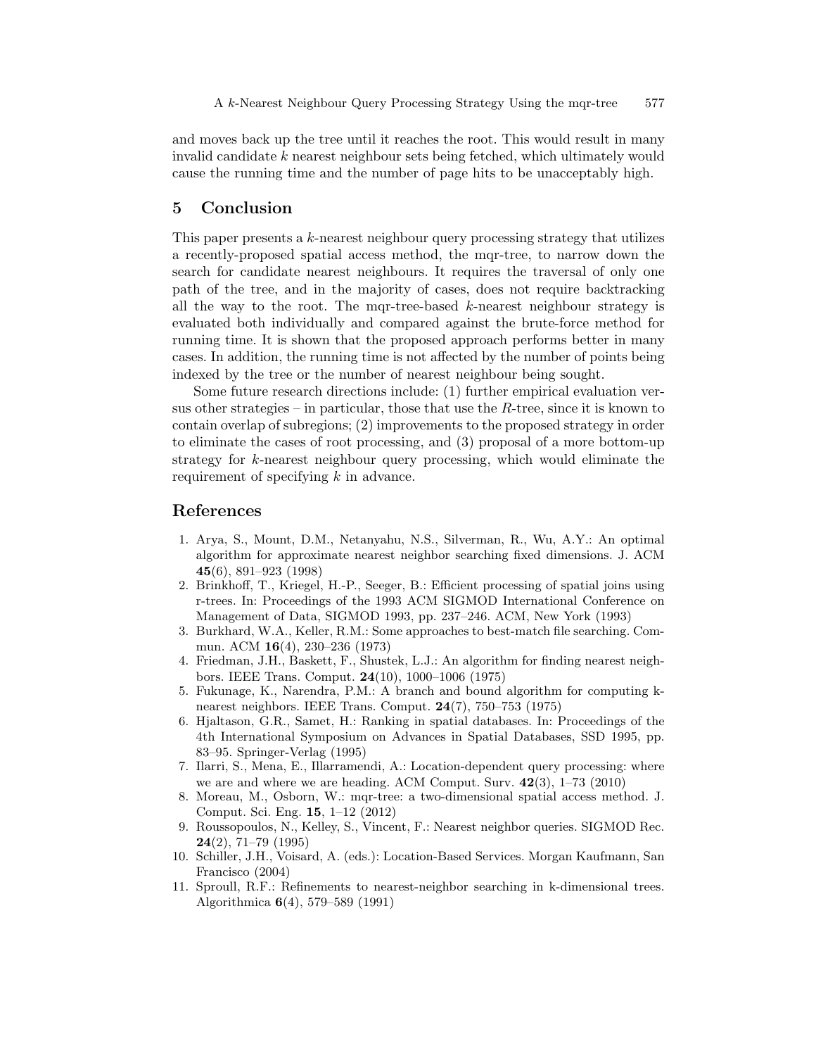and moves back up the tree until it reaches the root. This would result in many invalid candidate $k$ nearest neighbour sets being fetched, which ultimately would cause the running time and the number of page hits to be unacceptably high.

## 5 Conclusion

This paper presents a $k$-nearest neighbour query processing strategy that utilizes a recently-proposed spatial access method, the mqr-tree, to narrow down the search for candidate nearest neighbours. It requires the traversal of only one path of the tree, and in the majority of cases, does not require backtracking all the way to the root. The mqr-tree-based $k$-nearest neighbour strategy is evaluated both individually and compared against the brute-force method for running time. It is shown that the proposed approach performs better in many cases. In addition, the running time is not affected by the number of points being indexed by the tree or the number of nearest neighbour being sought.

Some future research directions include: (1) further empirical evaluation versus other strategies – in particular, those that use the $R$-tree, since it is known to contain overlap of subregions; (2) improvements to the proposed strategy in order to eliminate the cases of root processing, and (3) proposal of a more bottom-up strategy for $k$-nearest neighbour query processing, which would eliminate the requirement of specifying $k$ in advance.

## References

1. Arya, S., Mount, D.M., Netanyahu, N.S., Silverman, R., Wu, A.Y.: An optimal algorithm for approximate nearest neighbor searching fixed dimensions. J. ACM **45**(6), 891–923 (1998)
2. Brinkhoff, T., Kriegel, H.-P., Seeger, B.: Efficient processing of spatial joins using r-trees. In: Proceedings of the 1993 ACM SIGMOD International Conference on Management of Data, SIGMOD 1993, pp. 237–246. ACM, New York (1993)
3. Burkhard, W.A., Keller, R.M.: Some approaches to best-match file searching. Commun. ACM **16**(4), 230–236 (1973)
4. Friedman, J.H., Baskett, F., Shustek, L.J.: An algorithm for finding nearest neighbors. IEEE Trans. Comput. **24**(10), 1000–1006 (1975)
5. Fukunage, K., Narendra, P.M.: A branch and bound algorithm for computing k-nearest neighbors. IEEE Trans. Comput. **24**(7), 750–753 (1975)
6. Hjaltason, G.R., Samet, H.: Ranking in spatial databases. In: Proceedings of the 4th International Symposium on Advances in Spatial Databases, SSD 1995, pp. 83–95. Springer-Verlag (1995)
7. Ilarri, S., Mena, E., Illarramendi, A.: Location-dependent query processing: where we are and where we are heading. ACM Comput. Surv. **42**(3), 1–73 (2010)
8. Moreau, M., Osborn, W.: mqr-tree: a two-dimensional spatial access method. J. Comput. Sci. Eng. **15**, 1–12 (2012)
9. Roussopoulos, N., Kelley, S., Vincent, F.: Nearest neighbor queries. SIGMOD Rec. **24**(2), 71–79 (1995)
10. Schiller, J.H., Voisard, A. (eds.): Location-Based Services. Morgan Kaufmann, San Francisco (2004)
11. Sproull, R.F.: Refinements to nearest-neighbor searching in k-dimensional trees. Algorithmica **6**(4), 579–589 (1991)